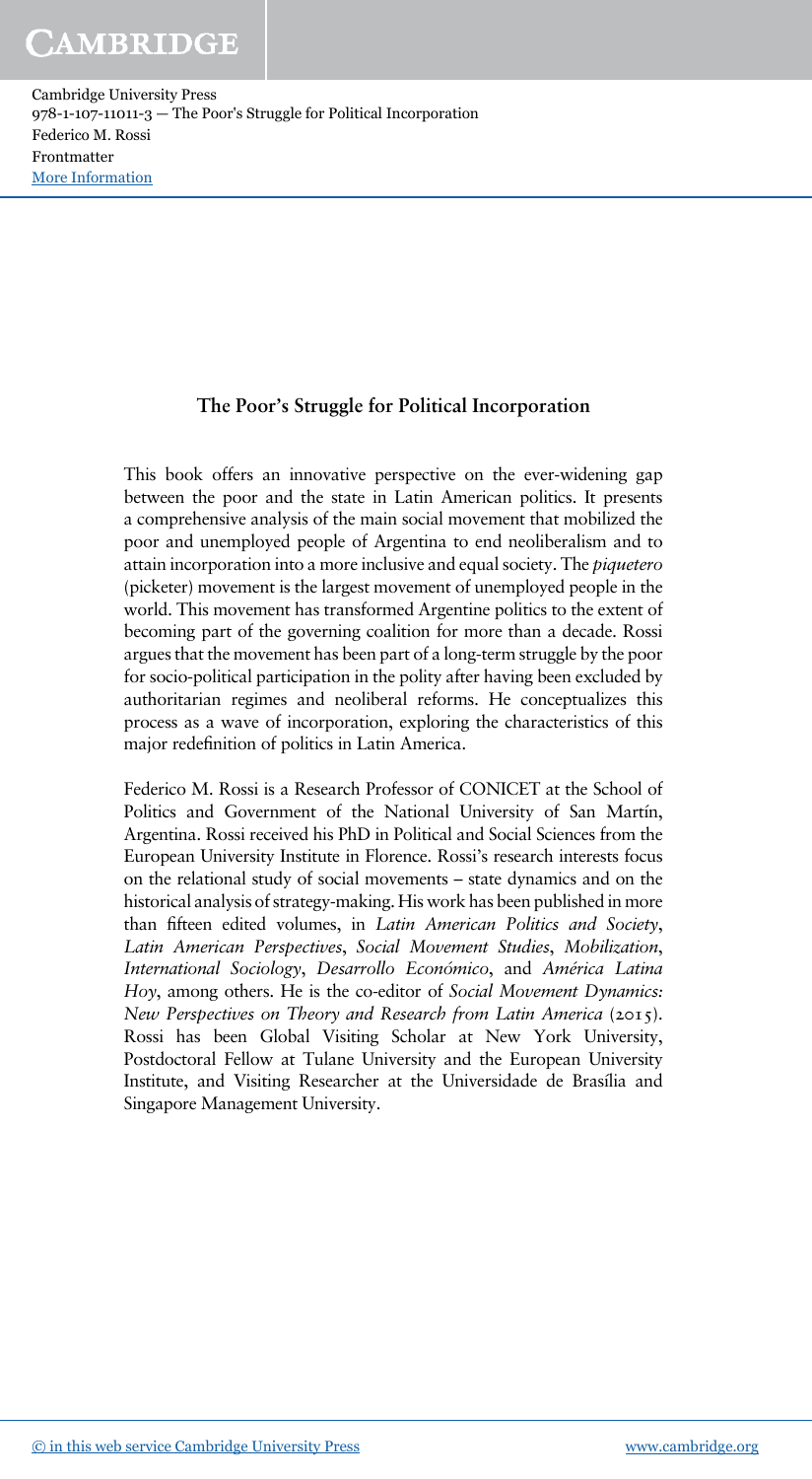## The Poor's Struggle for Political Incorporation

This book offers an innovative perspective on the ever-widening gap between the poor and the state in Latin American politics. It presents a comprehensive analysis of the main social movement that mobilized the poor and unemployed people of Argentina to end neoliberalism and to attain incorporation into a more inclusive and equal society. The *piquetero* (picketer) movement is the largest movement of unemployed people in the world. This movement has transformed Argentine politics to the extent of becoming part of the governing coalition for more than a decade. Rossi argues that the movement has been part of a long-term struggle by the poor for socio-political participation in the polity after having been excluded by authoritarian regimes and neoliberal reforms. He conceptualizes this process as a wave of incorporation, exploring the characteristics of this major redefinition of politics in Latin America.

Federico M. Rossi is a Research Professor of CONICET at the School of Politics and Government of the National University of San Martín, Argentina. Rossi received his PhD in Political and Social Sciences from the European University Institute in Florence. Rossi's research interests focus on the relational study of social movements – state dynamics and on the historical analysis of strategy-making. His work has been published in more than fifteen edited volumes, in *Latin American Politics and Society*, *Latin American Perspectives*, *Social Movement Studies*, *Mobilization*, *International Sociology*, *Desarrollo Económico*, and *América Latina Hoy*, among others. He is the co-editor of *Social Movement Dynamics: New Perspectives on Theory and Research from Latin America* (2015). Rossi has been Global Visiting Scholar at New York University, Postdoctoral Fellow at Tulane University and the European University Institute, and Visiting Researcher at the Universidade de Brasília and Singapore Management University.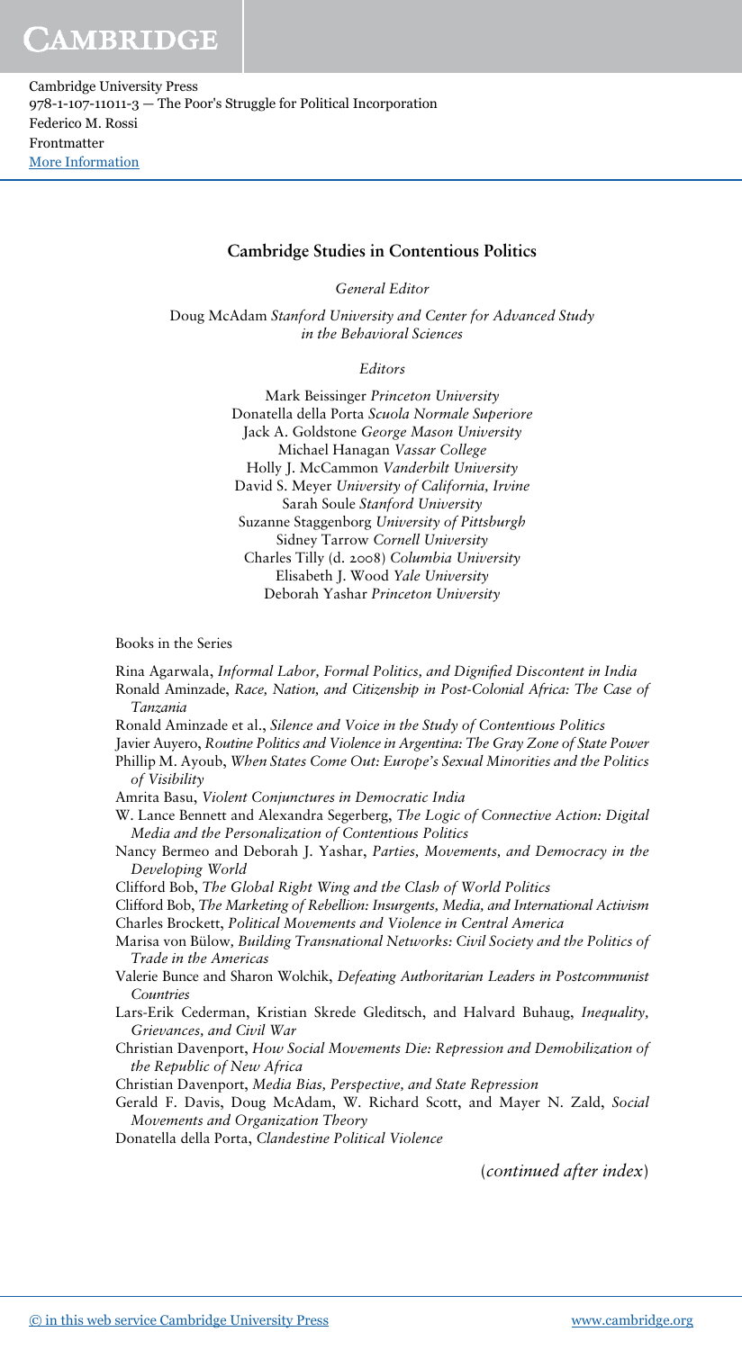## Cambridge Studies in Contentious Politics

*General Editor*

Doug McAdam *Stanford University and Center for Advanced Study in the Behavioral Sciences*

*Editors*

Mark Beissinger *Princeton University*
Donatella della Porta *Scuola Normale Superiore*
Jack A. Goldstone *George Mason University*
Michael Hanagan *Vassar College*
Holly J. McCammon *Vanderbilt University*
David S. Meyer *University of California, Irvine*
Sarah Soule *Stanford University*
Suzanne Staggenborg *University of Pittsburgh*
Sidney Tarrow *Cornell University*
Charles Tilly (d. 2008) *Columbia University*
Elisabeth J. Wood *Yale University*
Deborah Yashar *Princeton University*

Books in the Series

Rina Agarwala, *Informal Labor, Formal Politics, and Dignified Discontent in India*

Ronald Aminzade, *Race, Nation, and Citizenship in Post-Colonial Africa: The Case of Tanzania*

Ronald Aminzade et al., *Silence and Voice in the Study of Contentious Politics*

Javier Auyero, *Routine Politics and Violence in Argentina: The Gray Zone of State Power*

Phillip M. Ayoub, *When States Come Out: Europe's Sexual Minorities and the Politics of Visibility*

Amrita Basu, *Violent Conjunctures in Democratic India*

W. Lance Bennett and Alexandra Segerberg, *The Logic of Connective Action: Digital Media and the Personalization of Contentious Politics*

Nancy Bermeo and Deborah J. Yashar, *Parties, Movements, and Democracy in the Developing World*

Clifford Bob, *The Global Right Wing and the Clash of World Politics*

Clifford Bob, *The Marketing of Rebellion: Insurgents, Media, and International Activism*

Charles Brockett, *Political Movements and Violence in Central America*

Marisa von Bülow, *Building Transnational Networks: Civil Society and the Politics of Trade in the Americas*

Valerie Bunce and Sharon Wolchik, *Defeating Authoritarian Leaders in Postcommunist Countries*

Lars-Erik Cederman, Kristian Skrede Gleditsch, and Halvard Buhaug, *Inequality, Grievances, and Civil War*

Christian Davenport, *How Social Movements Die: Repression and Demobilization of the Republic of New Africa*

Christian Davenport, *Media Bias, Perspective, and State Repression*

Gerald F. Davis, Doug McAdam, W. Richard Scott, and Mayer N. Zald, *Social Movements and Organization Theory*

Donatella della Porta, *Clandestine Political Violence*

(*continued after index*)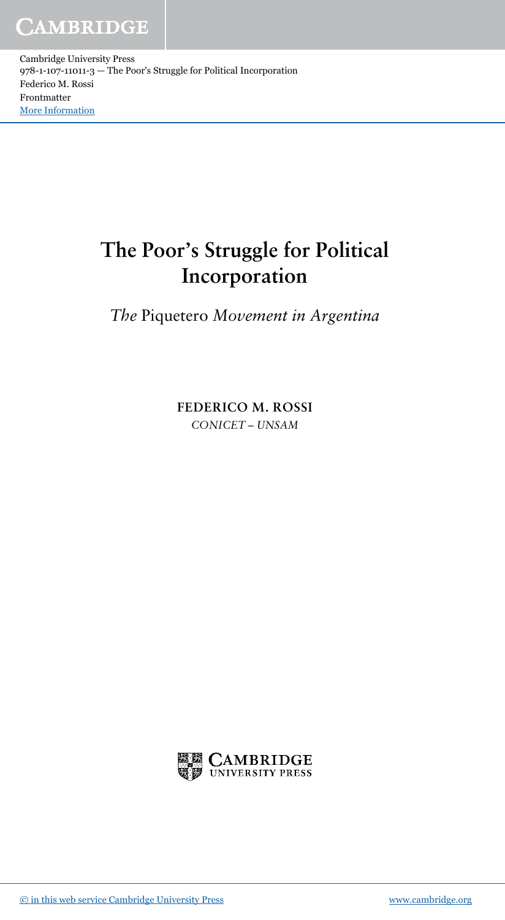# The Poor's Struggle for Political Incorporation

## *The* Piquetero *Movement in Argentina*

**FEDERICO M. ROSSI**

*CONICET – UNSAM*

CAMBRIDGE UNIVERSITY PRESS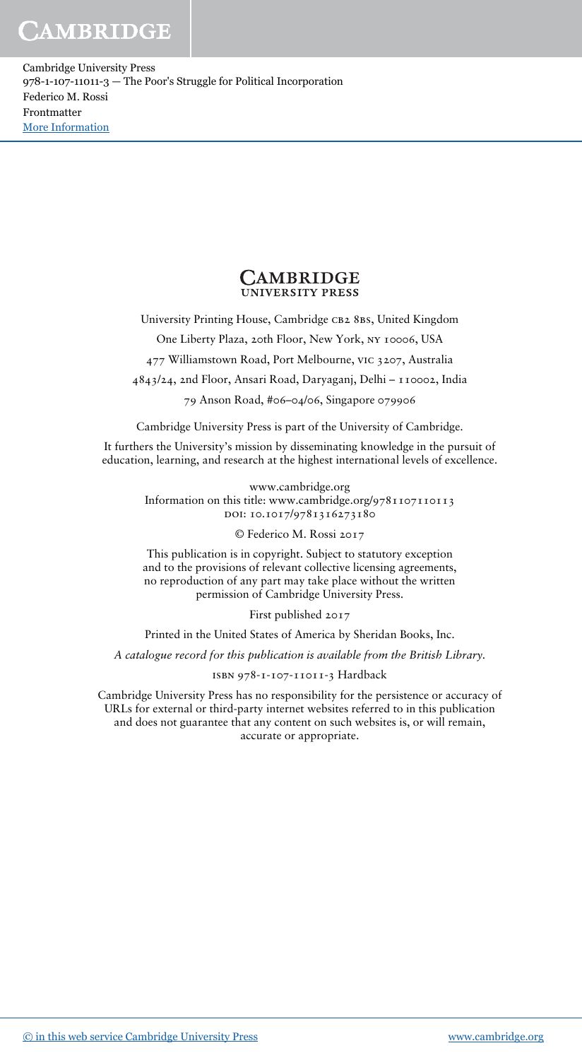**CAMBRIDGE**
**UNIVERSITY PRESS**

University Printing House, Cambridge CB2 8BS, United Kingdom

One Liberty Plaza, 20th Floor, New York, NY 10006, USA

477 Williamstown Road, Port Melbourne, VIC 3207, Australia

4843/24, 2nd Floor, Ansari Road, Daryaganj, Delhi – 110002, India

79 Anson Road, #06–04/06, Singapore 079906

Cambridge University Press is part of the University of Cambridge.

It furthers the University's mission by disseminating knowledge in the pursuit of education, learning, and research at the highest international levels of excellence.

www.cambridge.org
Information on this title: www.cambridge.org/9781107110113
DOI: 10.1017/9781316273180

© Federico M. Rossi 2017

This publication is in copyright. Subject to statutory exception and to the provisions of relevant collective licensing agreements, no reproduction of any part may take place without the written permission of Cambridge University Press.

First published 2017

Printed in the United States of America by Sheridan Books, Inc.

*A catalogue record for this publication is available from the British Library.*

ISBN 978-1-107-11011-3 Hardback

Cambridge University Press has no responsibility for the persistence or accuracy of URLs for external or third-party internet websites referred to in this publication and does not guarantee that any content on such websites is, or will remain, accurate or appropriate.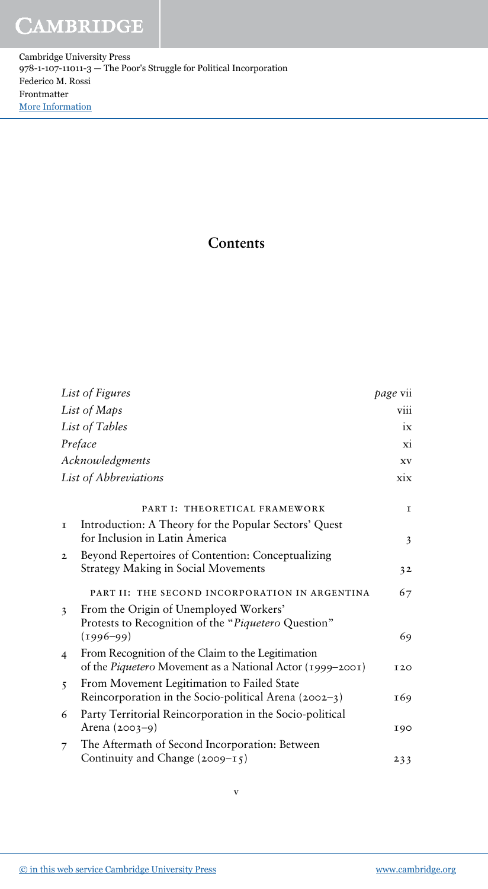# Contents

| | | |
|---|---|---|
| | *List of Figures* | *page* vii |
| | *List of Maps* | viii |
| | *List of Tables* | ix |
| | *Preface* | xi |
| | *Acknowledgments* | xv |
| | *List of Abbreviations* | xix |
| | PART I: THEORETICAL FRAMEWORK | 1 |
| 1 | Introduction: A Theory for the Popular Sectors' Quest for Inclusion in Latin America | 3 |
| 2 | Beyond Repertoires of Contention: Conceptualizing Strategy Making in Social Movements | 32 |
| | PART II: THE SECOND INCORPORATION IN ARGENTINA | 67 |
| 3 | From the Origin of Unemployed Workers' Protests to Recognition of the "*Piquetero* Question" (1996–99) | 69 |
| 4 | From Recognition of the Claim to the Legitimation of the *Piquetero* Movement as a National Actor (1999–2001) | 120 |
| 5 | From Movement Legitimation to Failed State Reincorporation in the Socio-political Arena (2002–3) | 169 |
| 6 | Party Territorial Reincorporation in the Socio-political Arena (2003–9) | 190 |
| 7 | The Aftermath of Second Incorporation: Between Continuity and Change (2009–15) | 233 |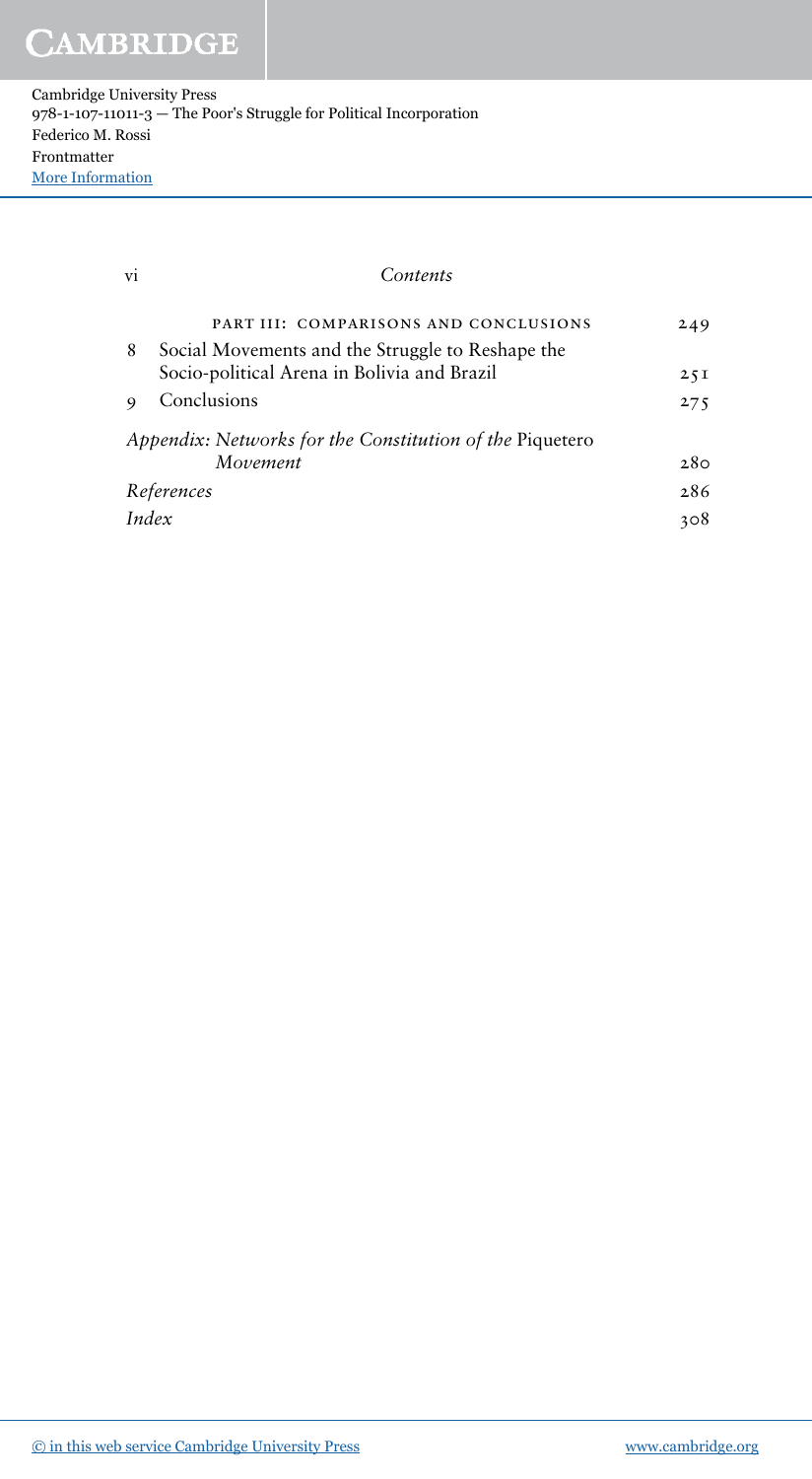## Contents

PART III: COMPARISONS AND CONCLUSIONS — 249

8 Social Movements and the Struggle to Reshape the Socio-political Arena in Bolivia and Brazil — 251

9 Conclusions — 275

*Appendix: Networks for the Constitution of the* Piquetero *Movement* — 280

*References* — 286

*Index* — 308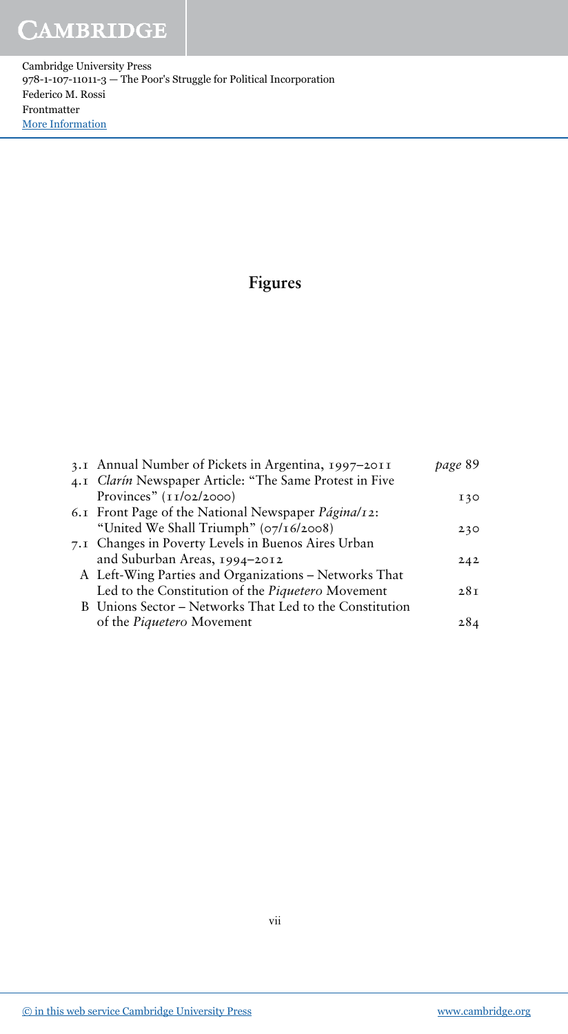# Figures

| | | |
|---|---|---|
| 3.1 | Annual Number of Pickets in Argentina, 1997–2011 | *page* 89 |
| 4.1 | *Clarín* Newspaper Article: "The Same Protest in Five Provinces" (11/02/2000) | 130 |
| 6.1 | Front Page of the National Newspaper *Página/12*: "United We Shall Triumph" (07/16/2008) | 230 |
| 7.1 | Changes in Poverty Levels in Buenos Aires Urban and Suburban Areas, 1994–2012 | 242 |
| A | Left-Wing Parties and Organizations – Networks That Led to the Constitution of the *Piquetero* Movement | 281 |
| B | Unions Sector – Networks That Led to the Constitution of the *Piquetero* Movement | 284 |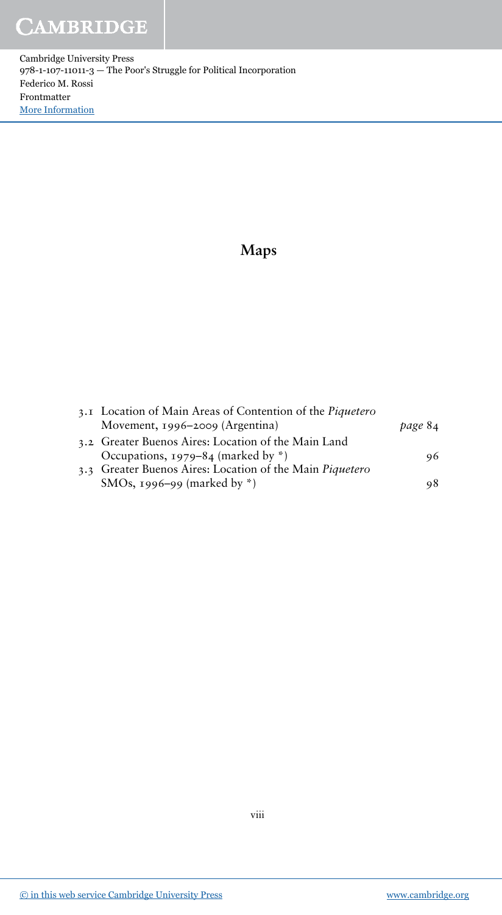# Maps

| | | |
|---|---|---|
| 3.1 | Location of Main Areas of Contention of the *Piquetero* Movement, 1996–2009 (Argentina) | *page* 84 |
| 3.2 | Greater Buenos Aires: Location of the Main Land Occupations, 1979–84 (marked by *) | 96 |
| 3.3 | Greater Buenos Aires: Location of the Main *Piquetero* SMOs, 1996–99 (marked by *) | 98 |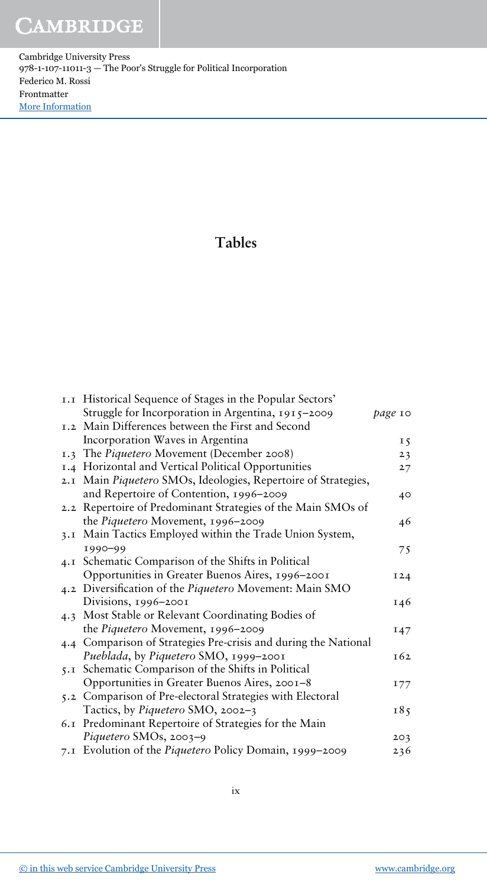# Tables

| | | |
|---|---|---|
| 1.1 | Historical Sequence of Stages in the Popular Sectors' Struggle for Incorporation in Argentina, 1915–2009 | *page* 10 |
| 1.2 | Main Differences between the First and Second Incorporation Waves in Argentina | 15 |
| 1.3 | The *Piquetero* Movement (December 2008) | 23 |
| 1.4 | Horizontal and Vertical Political Opportunities | 27 |
| 2.1 | Main *Piquetero* SMOs, Ideologies, Repertoire of Strategies, and Repertoire of Contention, 1996–2009 | 40 |
| 2.2 | Repertoire of Predominant Strategies of the Main SMOs of the *Piquetero* Movement, 1996–2009 | 46 |
| 3.1 | Main Tactics Employed within the Trade Union System, 1990–99 | 75 |
| 4.1 | Schematic Comparison of the Shifts in Political Opportunities in Greater Buenos Aires, 1996–2001 | 124 |
| 4.2 | Diversification of the *Piquetero* Movement: Main SMO Divisions, 1996–2001 | 146 |
| 4.3 | Most Stable or Relevant Coordinating Bodies of the *Piquetero* Movement, 1996–2009 | 147 |
| 4.4 | Comparison of Strategies Pre-crisis and during the National *Pueblada*, by *Piquetero* SMO, 1999–2001 | 162 |
| 5.1 | Schematic Comparison of the Shifts in Political Opportunities in Greater Buenos Aires, 2001–8 | 177 |
| 5.2 | Comparison of Pre-electoral Strategies with Electoral Tactics, by *Piquetero* SMO, 2002–3 | 185 |
| 6.1 | Predominant Repertoire of Strategies for the Main *Piquetero* SMOs, 2003–9 | 203 |
| 7.1 | Evolution of the *Piquetero* Policy Domain, 1999–2009 | 236 |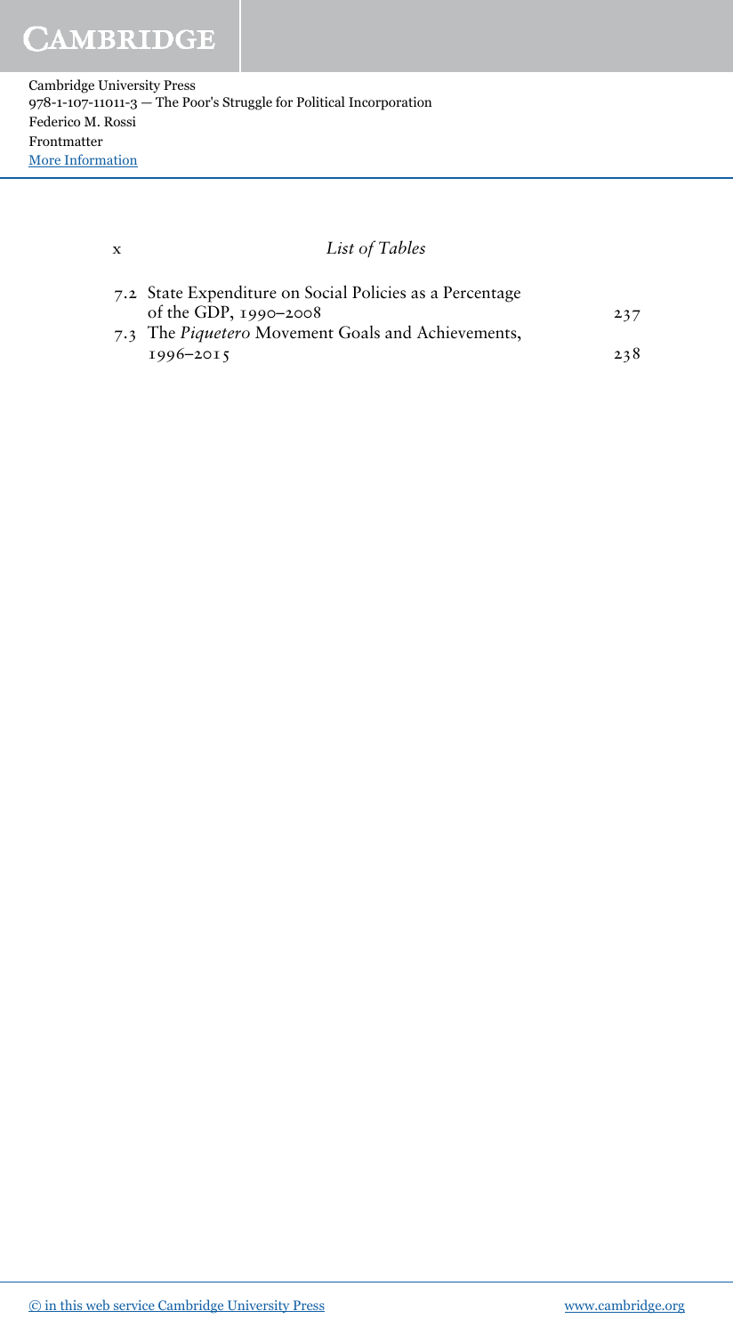7.2 State Expenditure on Social Policies as a Percentage of the GDP, 1990–2008 ... 237

7.3 The *Piquetero* Movement Goals and Achievements, 1996–2015 ... 238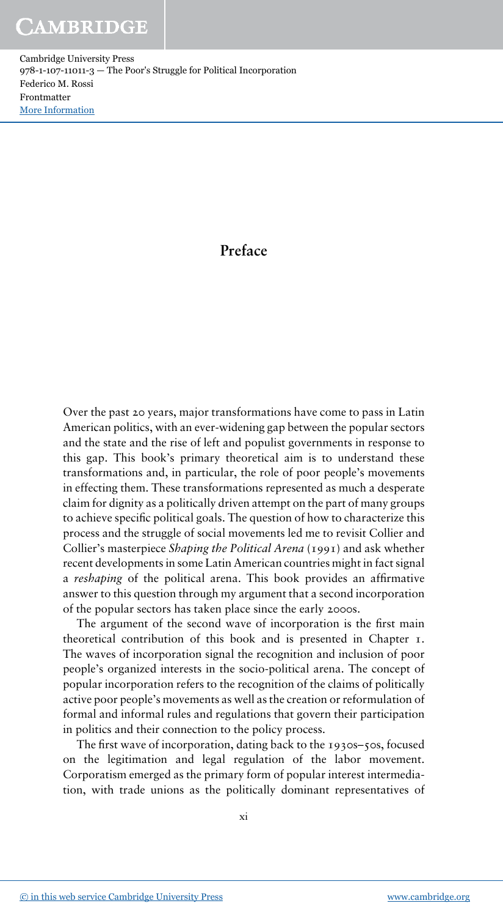# Preface

Over the past 20 years, major transformations have come to pass in Latin American politics, with an ever-widening gap between the popular sectors and the state and the rise of left and populist governments in response to this gap. This book's primary theoretical aim is to understand these transformations and, in particular, the role of poor people's movements in effecting them. These transformations represented as much a desperate claim for dignity as a politically driven attempt on the part of many groups to achieve specific political goals. The question of how to characterize this process and the struggle of social movements led me to revisit Collier and Collier's masterpiece *Shaping the Political Arena* (1991) and ask whether recent developments in some Latin American countries might in fact signal a *reshaping* of the political arena. This book provides an affirmative answer to this question through my argument that a second incorporation of the popular sectors has taken place since the early 2000s.

The argument of the second wave of incorporation is the first main theoretical contribution of this book and is presented in Chapter 1. The waves of incorporation signal the recognition and inclusion of poor people's organized interests in the socio-political arena. The concept of popular incorporation refers to the recognition of the claims of politically active poor people's movements as well as the creation or reformulation of formal and informal rules and regulations that govern their participation in politics and their connection to the policy process.

The first wave of incorporation, dating back to the 1930s–50s, focused on the legitimation and legal regulation of the labor movement. Corporatism emerged as the primary form of popular interest intermediation, with trade unions as the politically dominant representatives of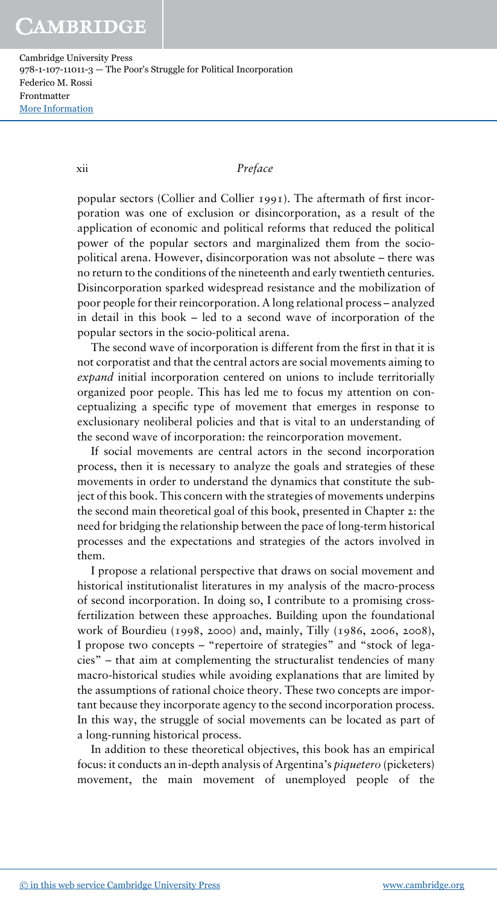popular sectors (Collier and Collier 1991). The aftermath of first incorporation was one of exclusion or disincorporation, as a result of the application of economic and political reforms that reduced the political power of the popular sectors and marginalized them from the socio-political arena. However, disincorporation was not absolute – there was no return to the conditions of the nineteenth and early twentieth centuries. Disincorporation sparked widespread resistance and the mobilization of poor people for their reincorporation. A long relational process – analyzed in detail in this book – led to a second wave of incorporation of the popular sectors in the socio-political arena.

The second wave of incorporation is different from the first in that it is not corporatist and that the central actors are social movements aiming to *expand* initial incorporation centered on unions to include territorially organized poor people. This has led me to focus my attention on conceptualizing a specific type of movement that emerges in response to exclusionary neoliberal policies and that is vital to an understanding of the second wave of incorporation: the reincorporation movement.

If social movements are central actors in the second incorporation process, then it is necessary to analyze the goals and strategies of these movements in order to understand the dynamics that constitute the subject of this book. This concern with the strategies of movements underpins the second main theoretical goal of this book, presented in Chapter 2: the need for bridging the relationship between the pace of long-term historical processes and the expectations and strategies of the actors involved in them.

I propose a relational perspective that draws on social movement and historical institutionalist literatures in my analysis of the macro-process of second incorporation. In doing so, I contribute to a promising cross-fertilization between these approaches. Building upon the foundational work of Bourdieu (1998, 2000) and, mainly, Tilly (1986, 2006, 2008), I propose two concepts – "repertoire of strategies" and "stock of legacies" – that aim at complementing the structuralist tendencies of many macro-historical studies while avoiding explanations that are limited by the assumptions of rational choice theory. These two concepts are important because they incorporate agency to the second incorporation process. In this way, the struggle of social movements can be located as part of a long-running historical process.

In addition to these theoretical objectives, this book has an empirical focus: it conducts an in-depth analysis of Argentina's *piquetero* (picketers) movement, the main movement of unemployed people of the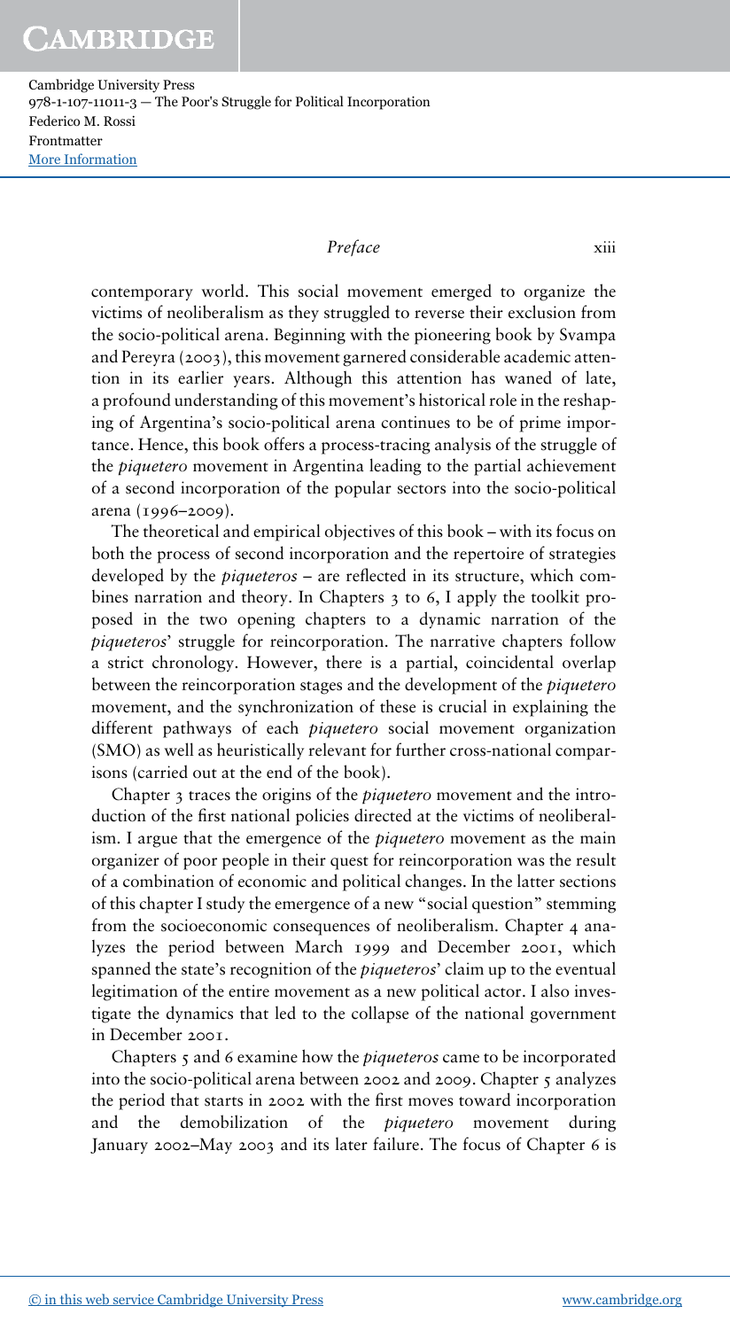contemporary world. This social movement emerged to organize the victims of neoliberalism as they struggled to reverse their exclusion from the socio-political arena. Beginning with the pioneering book by Svampa and Pereyra (2003), this movement garnered considerable academic attention in its earlier years. Although this attention has waned of late, a profound understanding of this movement's historical role in the reshaping of Argentina's socio-political arena continues to be of prime importance. Hence, this book offers a process-tracing analysis of the struggle of the *piquetero* movement in Argentina leading to the partial achievement of a second incorporation of the popular sectors into the socio-political arena (1996–2009).

The theoretical and empirical objectives of this book – with its focus on both the process of second incorporation and the repertoire of strategies developed by the *piqueteros* – are reflected in its structure, which combines narration and theory. In Chapters 3 to 6, I apply the toolkit proposed in the two opening chapters to a dynamic narration of the *piqueteros*' struggle for reincorporation. The narrative chapters follow a strict chronology. However, there is a partial, coincidental overlap between the reincorporation stages and the development of the *piquetero* movement, and the synchronization of these is crucial in explaining the different pathways of each *piquetero* social movement organization (SMO) as well as heuristically relevant for further cross-national comparisons (carried out at the end of the book).

Chapter 3 traces the origins of the *piquetero* movement and the introduction of the first national policies directed at the victims of neoliberalism. I argue that the emergence of the *piquetero* movement as the main organizer of poor people in their quest for reincorporation was the result of a combination of economic and political changes. In the latter sections of this chapter I study the emergence of a new "social question" stemming from the socioeconomic consequences of neoliberalism. Chapter 4 analyzes the period between March 1999 and December 2001, which spanned the state's recognition of the *piqueteros*' claim up to the eventual legitimation of the entire movement as a new political actor. I also investigate the dynamics that led to the collapse of the national government in December 2001.

Chapters 5 and 6 examine how the *piqueteros* came to be incorporated into the socio-political arena between 2002 and 2009. Chapter 5 analyzes the period that starts in 2002 with the first moves toward incorporation and the demobilization of the *piquetero* movement during January 2002–May 2003 and its later failure. The focus of Chapter 6 is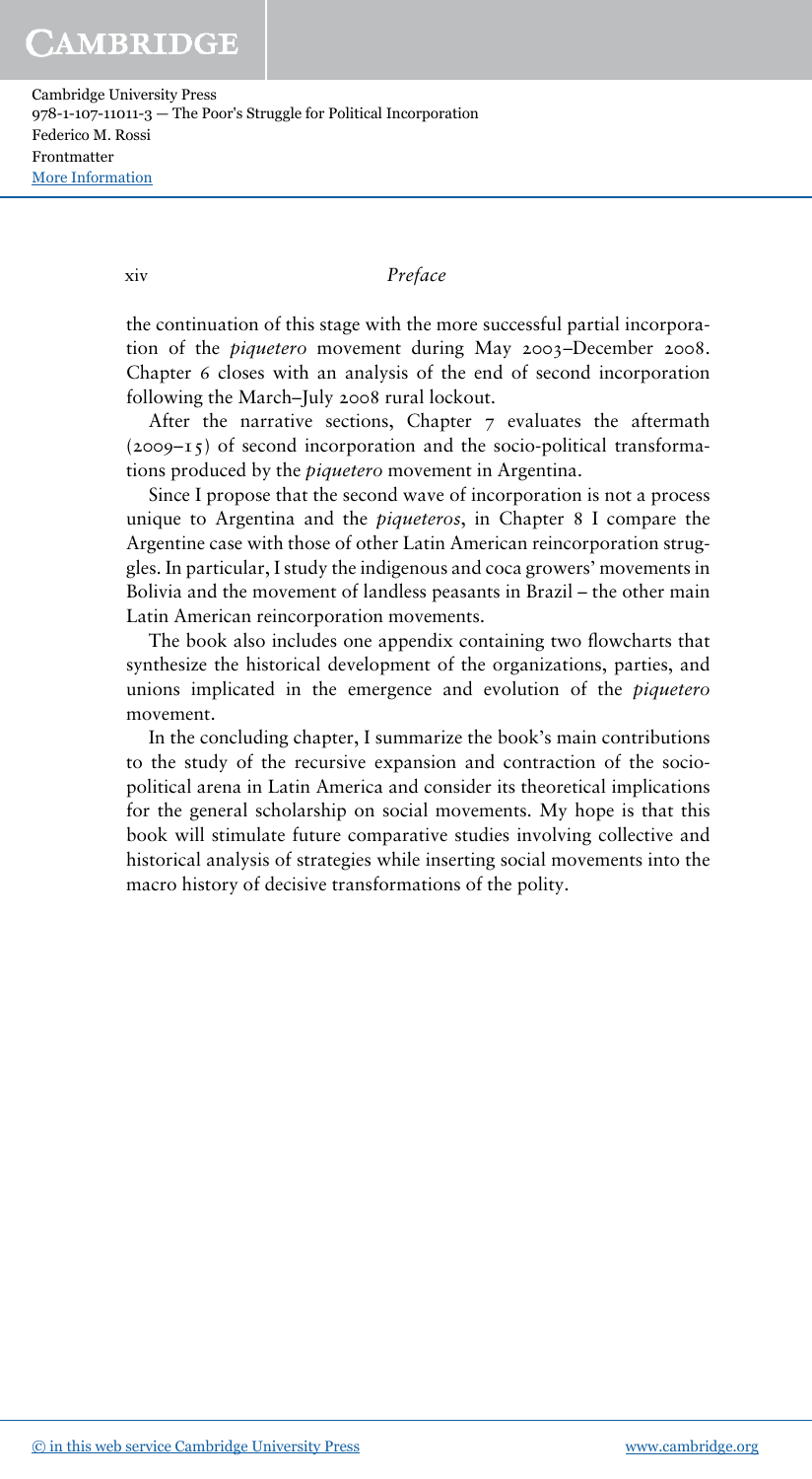the continuation of this stage with the more successful partial incorporation of the *piquetero* movement during May 2003–December 2008. Chapter 6 closes with an analysis of the end of second incorporation following the March–July 2008 rural lockout.

After the narrative sections, Chapter 7 evaluates the aftermath (2009–15) of second incorporation and the socio-political transformations produced by the *piquetero* movement in Argentina.

Since I propose that the second wave of incorporation is not a process unique to Argentina and the *piqueteros*, in Chapter 8 I compare the Argentine case with those of other Latin American reincorporation struggles. In particular, I study the indigenous and coca growers' movements in Bolivia and the movement of landless peasants in Brazil – the other main Latin American reincorporation movements.

The book also includes one appendix containing two flowcharts that synthesize the historical development of the organizations, parties, and unions implicated in the emergence and evolution of the *piquetero* movement.

In the concluding chapter, I summarize the book's main contributions to the study of the recursive expansion and contraction of the socio-political arena in Latin America and consider its theoretical implications for the general scholarship on social movements. My hope is that this book will stimulate future comparative studies involving collective and historical analysis of strategies while inserting social movements into the macro history of decisive transformations of the polity.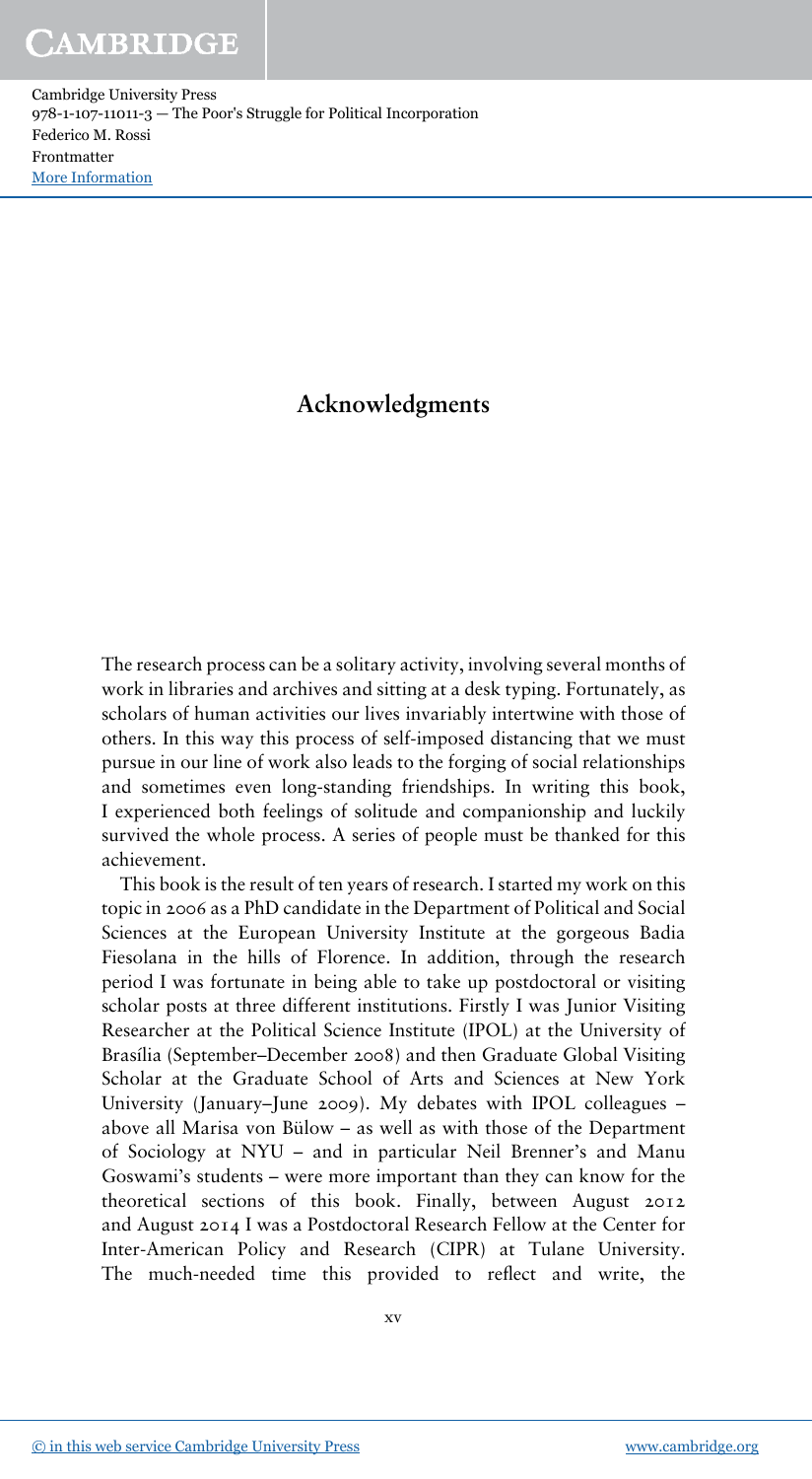# Acknowledgments

The research process can be a solitary activity, involving several months of work in libraries and archives and sitting at a desk typing. Fortunately, as scholars of human activities our lives invariably intertwine with those of others. In this way this process of self-imposed distancing that we must pursue in our line of work also leads to the forging of social relationships and sometimes even long-standing friendships. In writing this book, I experienced both feelings of solitude and companionship and luckily survived the whole process. A series of people must be thanked for this achievement.

This book is the result of ten years of research. I started my work on this topic in 2006 as a PhD candidate in the Department of Political and Social Sciences at the European University Institute at the gorgeous Badia Fiesolana in the hills of Florence. In addition, through the research period I was fortunate in being able to take up postdoctoral or visiting scholar posts at three different institutions. Firstly I was Junior Visiting Researcher at the Political Science Institute (IPOL) at the University of Brasília (September–December 2008) and then Graduate Global Visiting Scholar at the Graduate School of Arts and Sciences at New York University (January–June 2009). My debates with IPOL colleagues – above all Marisa von Bülow – as well as with those of the Department of Sociology at NYU – and in particular Neil Brenner's and Manu Goswami's students – were more important than they can know for the theoretical sections of this book. Finally, between August 2012 and August 2014 I was a Postdoctoral Research Fellow at the Center for Inter-American Policy and Research (CIPR) at Tulane University. The much-needed time this provided to reflect and write, the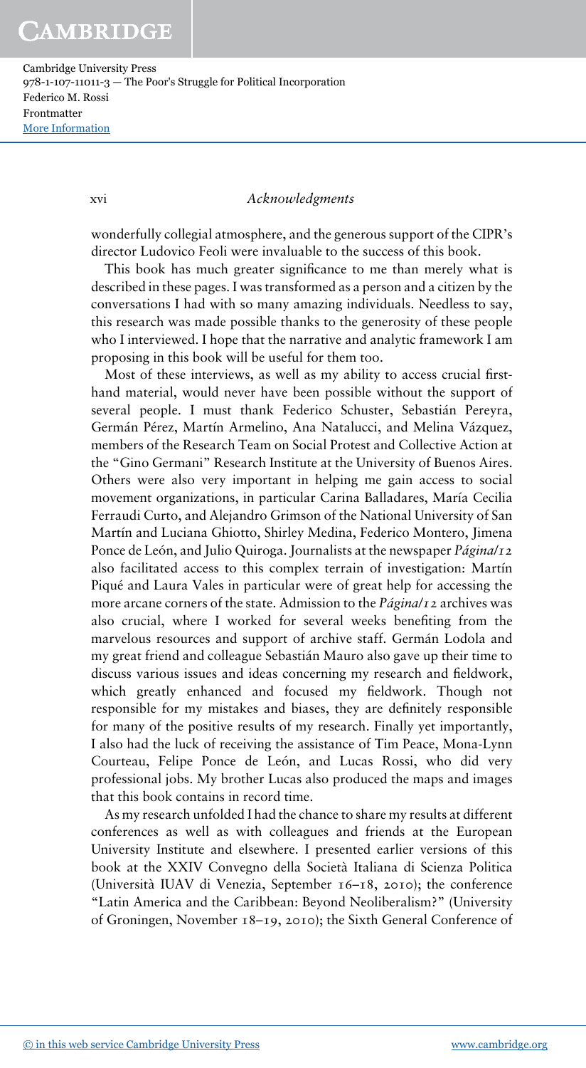wonderfully collegial atmosphere, and the generous support of the CIPR's director Ludovico Feoli were invaluable to the success of this book.

This book has much greater significance to me than merely what is described in these pages. I was transformed as a person and a citizen by the conversations I had with so many amazing individuals. Needless to say, this research was made possible thanks to the generosity of these people who I interviewed. I hope that the narrative and analytic framework I am proposing in this book will be useful for them too.

Most of these interviews, as well as my ability to access crucial first-hand material, would never have been possible without the support of several people. I must thank Federico Schuster, Sebastián Pereyra, Germán Pérez, Martín Armelino, Ana Natalucci, and Melina Vázquez, members of the Research Team on Social Protest and Collective Action at the "Gino Germani" Research Institute at the University of Buenos Aires. Others were also very important in helping me gain access to social movement organizations, in particular Carina Balladares, María Cecilia Ferraudi Curto, and Alejandro Grimson of the National University of San Martín and Luciana Ghiotto, Shirley Medina, Federico Montero, Jimena Ponce de León, and Julio Quiroga. Journalists at the newspaper *Página/12* also facilitated access to this complex terrain of investigation: Martín Piqué and Laura Vales in particular were of great help for accessing the more arcane corners of the state. Admission to the *Página/12* archives was also crucial, where I worked for several weeks benefiting from the marvelous resources and support of archive staff. Germán Lodola and my great friend and colleague Sebastián Mauro also gave up their time to discuss various issues and ideas concerning my research and fieldwork, which greatly enhanced and focused my fieldwork. Though not responsible for my mistakes and biases, they are definitely responsible for many of the positive results of my research. Finally yet importantly, I also had the luck of receiving the assistance of Tim Peace, Mona-Lynn Courteau, Felipe Ponce de León, and Lucas Rossi, who did very professional jobs. My brother Lucas also produced the maps and images that this book contains in record time.

As my research unfolded I had the chance to share my results at different conferences as well as with colleagues and friends at the European University Institute and elsewhere. I presented earlier versions of this book at the XXIV Convegno della Società Italiana di Scienza Politica (Università IUAV di Venezia, September 16–18, 2010); the conference "Latin America and the Caribbean: Beyond Neoliberalism?" (University of Groningen, November 18–19, 2010); the Sixth General Conference of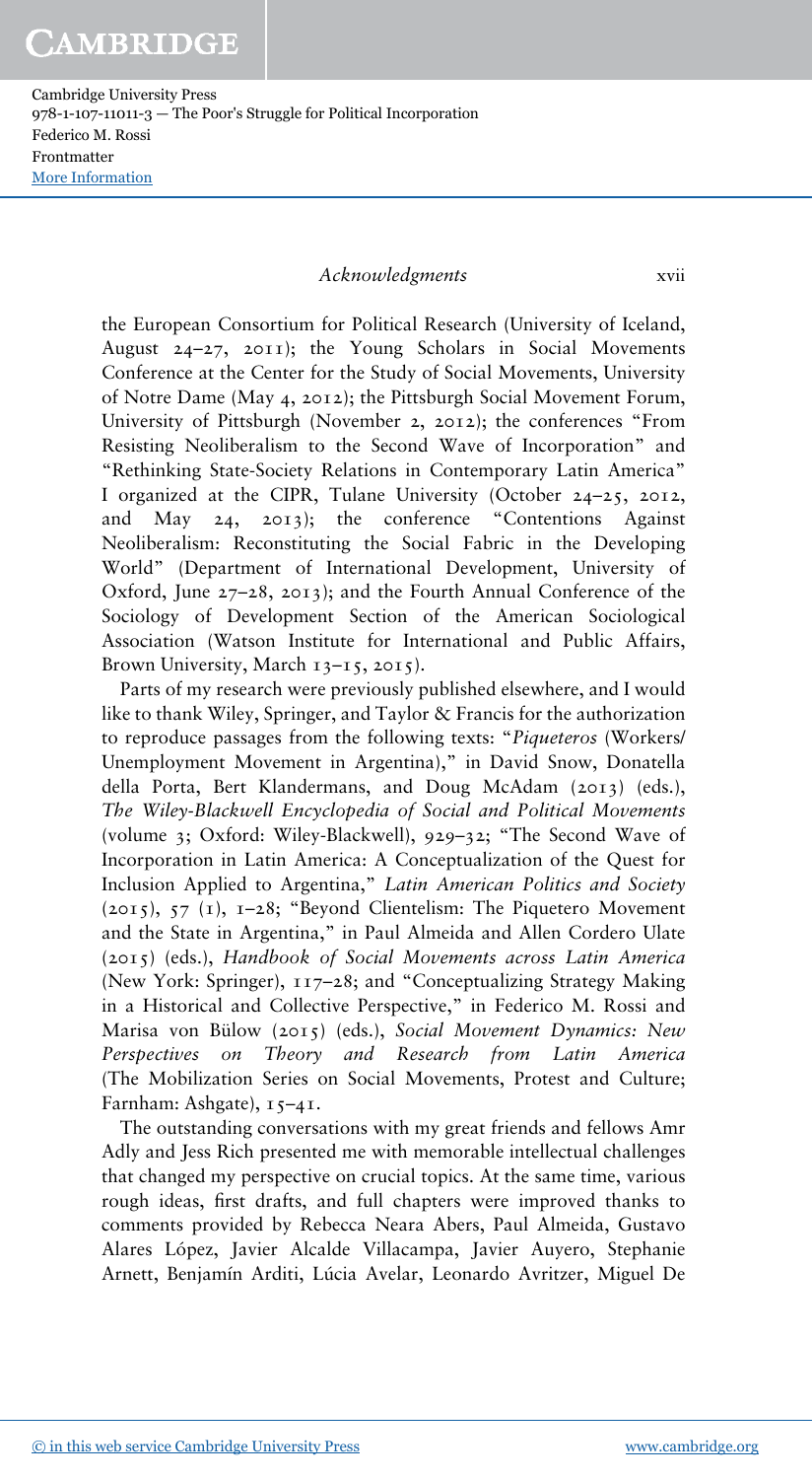the European Consortium for Political Research (University of Iceland, August 24–27, 2011); the Young Scholars in Social Movements Conference at the Center for the Study of Social Movements, University of Notre Dame (May 4, 2012); the Pittsburgh Social Movement Forum, University of Pittsburgh (November 2, 2012); the conferences "From Resisting Neoliberalism to the Second Wave of Incorporation" and "Rethinking State-Society Relations in Contemporary Latin America" I organized at the CIPR, Tulane University (October 24–25, 2012, and May 24, 2013); the conference "Contentions Against Neoliberalism: Reconstituting the Social Fabric in the Developing World" (Department of International Development, University of Oxford, June 27–28, 2013); and the Fourth Annual Conference of the Sociology of Development Section of the American Sociological Association (Watson Institute for International and Public Affairs, Brown University, March 13–15, 2015).

Parts of my research were previously published elsewhere, and I would like to thank Wiley, Springer, and Taylor & Francis for the authorization to reproduce passages from the following texts: "*Piqueteros* (Workers/Unemployment Movement in Argentina)," in David Snow, Donatella della Porta, Bert Klandermans, and Doug McAdam (2013) (eds.), *The Wiley-Blackwell Encyclopedia of Social and Political Movements* (volume 3; Oxford: Wiley-Blackwell), 929–32; "The Second Wave of Incorporation in Latin America: A Conceptualization of the Quest for Inclusion Applied to Argentina," *Latin American Politics and Society* (2015), 57 (1), 1–28; "Beyond Clientelism: The Piquetero Movement and the State in Argentina," in Paul Almeida and Allen Cordero Ulate (2015) (eds.), *Handbook of Social Movements across Latin America* (New York: Springer), 117–28; and "Conceptualizing Strategy Making in a Historical and Collective Perspective," in Federico M. Rossi and Marisa von Bülow (2015) (eds.), *Social Movement Dynamics: New Perspectives on Theory and Research from Latin America* (The Mobilization Series on Social Movements, Protest and Culture; Farnham: Ashgate), 15–41.

The outstanding conversations with my great friends and fellows Amr Adly and Jess Rich presented me with memorable intellectual challenges that changed my perspective on crucial topics. At the same time, various rough ideas, first drafts, and full chapters were improved thanks to comments provided by Rebecca Neara Abers, Paul Almeida, Gustavo Alares López, Javier Alcalde Villacampa, Javier Auyero, Stephanie Arnett, Benjamín Arditi, Lúcia Avelar, Leonardo Avritzer, Miguel De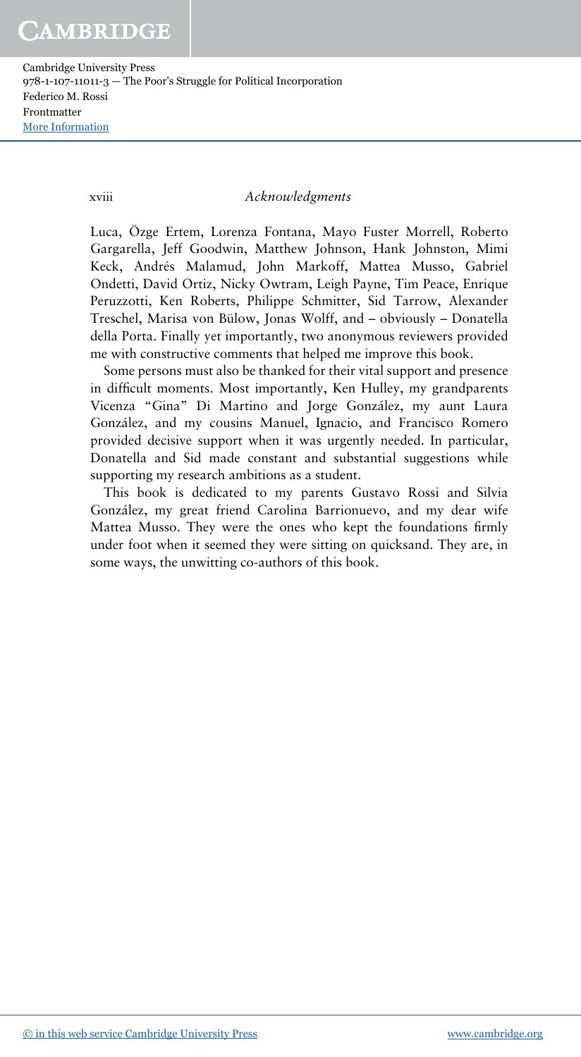Luca, Özge Ertem, Lorenza Fontana, Mayo Fuster Morrell, Roberto Gargarella, Jeff Goodwin, Matthew Johnson, Hank Johnston, Mimi Keck, Andrés Malamud, John Markoff, Mattea Musso, Gabriel Ondetti, David Ortiz, Nicky Owtram, Leigh Payne, Tim Peace, Enrique Peruzzotti, Ken Roberts, Philippe Schmitter, Sid Tarrow, Alexander Treschel, Marisa von Bülow, Jonas Wolff, and – obviously – Donatella della Porta. Finally yet importantly, two anonymous reviewers provided me with constructive comments that helped me improve this book.

Some persons must also be thanked for their vital support and presence in difficult moments. Most importantly, Ken Hulley, my grandparents Vicenza "Gina" Di Martino and Jorge González, my aunt Laura González, and my cousins Manuel, Ignacio, and Francisco Romero provided decisive support when it was urgently needed. In particular, Donatella and Sid made constant and substantial suggestions while supporting my research ambitions as a student.

This book is dedicated to my parents Gustavo Rossi and Silvia González, my great friend Carolina Barrionuevo, and my dear wife Mattea Musso. They were the ones who kept the foundations firmly under foot when it seemed they were sitting on quicksand. They are, in some ways, the unwitting co-authors of this book.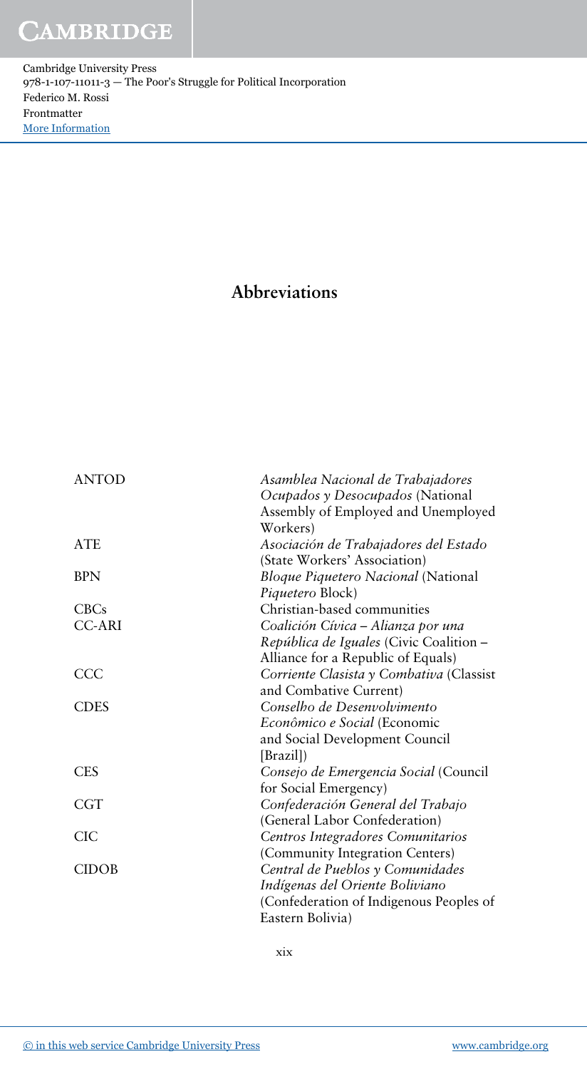## Abbreviations

| | |
|---|---|
| ANTOD | *Asamblea Nacional de Trabajadores Ocupados y Desocupados* (National Assembly of Employed and Unemployed Workers) |
| ATE | *Asociación de Trabajadores del Estado* (State Workers' Association) |
| BPN | *Bloque Piquetero Nacional* (National *Piquetero* Block) |
| CBCs | Christian-based communities |
| CC-ARI | *Coalición Cívica – Alianza por una República de Iguales* (Civic Coalition – Alliance for a Republic of Equals) |
| CCC | *Corriente Clasista y Combativa* (Classist and Combative Current) |
| CDES | *Conselho de Desenvolvimento Econômico e Social* (Economic and Social Development Council [Brazil]) |
| CES | *Consejo de Emergencia Social* (Council for Social Emergency) |
| CGT | *Confederación General del Trabajo* (General Labor Confederation) |
| CIC | *Centros Integradores Comunitarios* (Community Integration Centers) |
| CIDOB | *Central de Pueblos y Comunidades Indígenas del Oriente Boliviano* (Confederation of Indigenous Peoples of Eastern Bolivia) |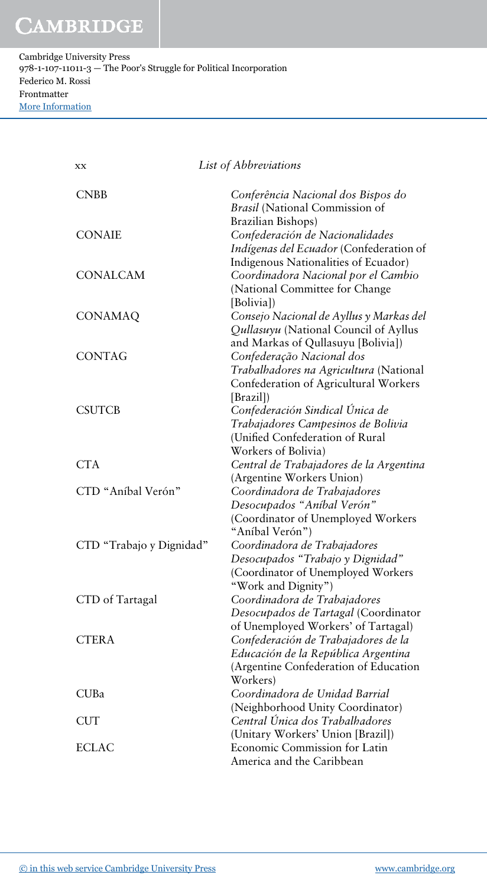| | |
|---|---|
| CNBB | *Conferência Nacional dos Bispos do Brasil* (National Commission of Brazilian Bishops) |
| CONAIE | *Confederación de Nacionalidades Indígenas del Ecuador* (Confederation of Indigenous Nationalities of Ecuador) |
| CONALCAM | *Coordinadora Nacional por el Cambio* (National Committee for Change [Bolivia]) |
| CONAMAQ | *Consejo Nacional de Ayllus y Markas del Qullasuyu* (National Council of Ayllus and Markas of Qullasuyu [Bolivia]) |
| CONTAG | *Confederação Nacional dos Trabalhadores na Agricultura* (National Confederation of Agricultural Workers [Brazil]) |
| CSUTCB | *Confederación Sindical Única de Trabajadores Campesinos de Bolivia* (Unified Confederation of Rural Workers of Bolivia) |
| CTA | *Central de Trabajadores de la Argentina* (Argentine Workers Union) |
| CTD "Aníbal Verón" | *Coordinadora de Trabajadores Desocupados "Aníbal Verón"* (Coordinator of Unemployed Workers "Aníbal Verón") |
| CTD "Trabajo y Dignidad" | *Coordinadora de Trabajadores Desocupados "Trabajo y Dignidad"* (Coordinator of Unemployed Workers "Work and Dignity") |
| CTD of Tartagal | *Coordinadora de Trabajadores Desocupados de Tartagal* (Coordinator of Unemployed Workers' of Tartagal) |
| CTERA | *Confederación de Trabajadores de la Educación de la República Argentina* (Argentine Confederation of Education Workers) |
| CUBa | *Coordinadora de Unidad Barrial* (Neighborhood Unity Coordinator) |
| CUT | *Central Única dos Trabalhadores* (Unitary Workers' Union [Brazil]) |
| ECLAC | Economic Commission for Latin America and the Caribbean |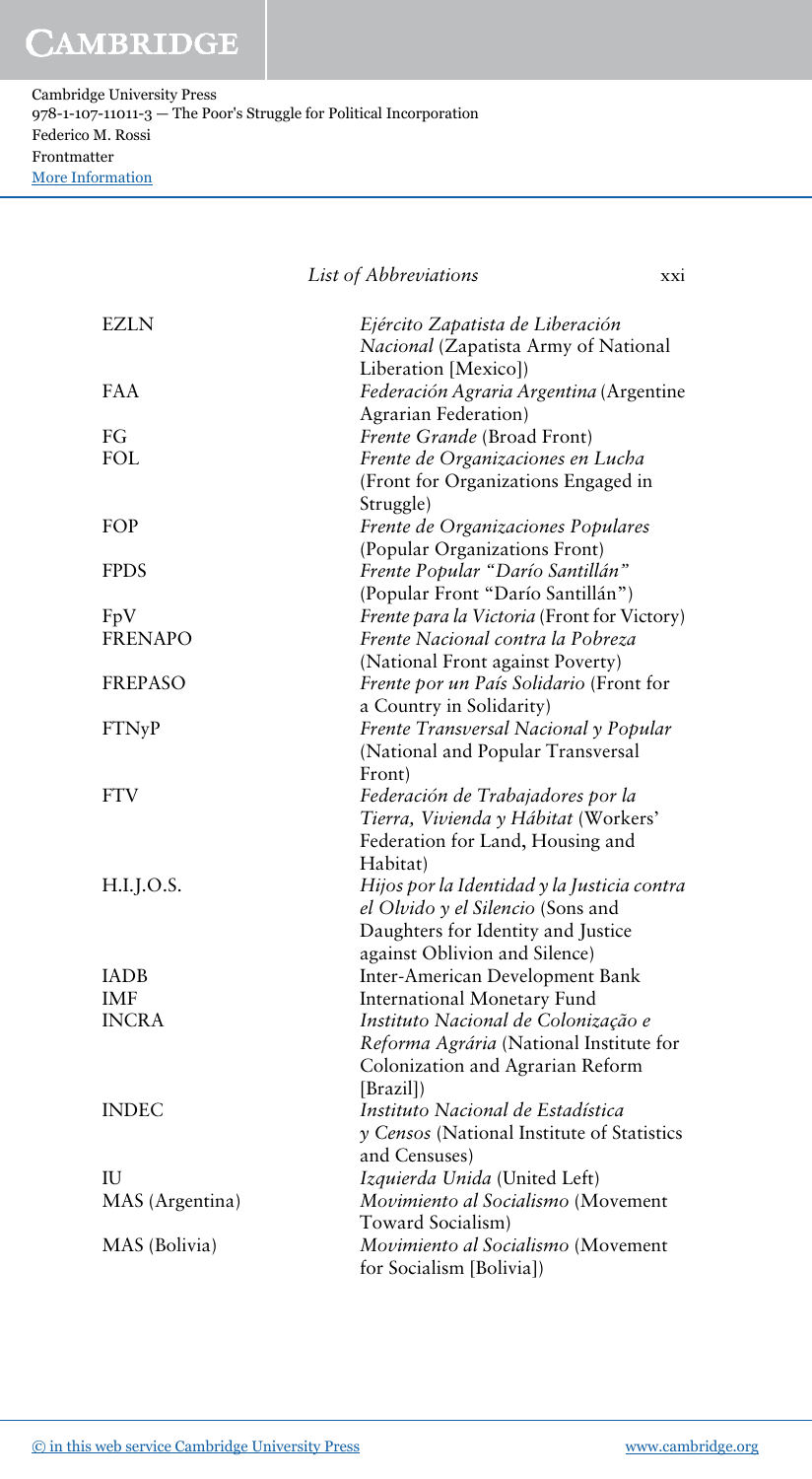| | |
|---|---|
| EZLN | *Ejército Zapatista de Liberación Nacional* (Zapatista Army of National Liberation [Mexico]) |
| FAA | *Federación Agraria Argentina* (Argentine Agrarian Federation) |
| FG | *Frente Grande* (Broad Front) |
| FOL | *Frente de Organizaciones en Lucha* (Front for Organizations Engaged in Struggle) |
| FOP | *Frente de Organizaciones Populares* (Popular Organizations Front) |
| FPDS | *Frente Popular "Darío Santillán"* (Popular Front "Darío Santillán") |
| FpV | *Frente para la Victoria* (Front for Victory) |
| FRENAPO | *Frente Nacional contra la Pobreza* (National Front against Poverty) |
| FREPASO | *Frente por un País Solidario* (Front for a Country in Solidarity) |
| FTNyP | *Frente Transversal Nacional y Popular* (National and Popular Transversal Front) |
| FTV | *Federación de Trabajadores por la Tierra, Vivienda y Hábitat* (Workers' Federation for Land, Housing and Habitat) |
| H.I.J.O.S. | *Hijos por la Identidad y la Justicia contra el Olvido y el Silencio* (Sons and Daughters for Identity and Justice against Oblivion and Silence) |
| IADB | Inter-American Development Bank |
| IMF | International Monetary Fund |
| INCRA | *Instituto Nacional de Colonização e Reforma Agrária* (National Institute for Colonization and Agrarian Reform [Brazil]) |
| INDEC | *Instituto Nacional de Estadística y Censos* (National Institute of Statistics and Censuses) |
| IU | *Izquierda Unida* (United Left) |
| MAS (Argentina) | *Movimiento al Socialismo* (Movement Toward Socialism) |
| MAS (Bolivia) | *Movimiento al Socialismo* (Movement for Socialism [Bolivia]) |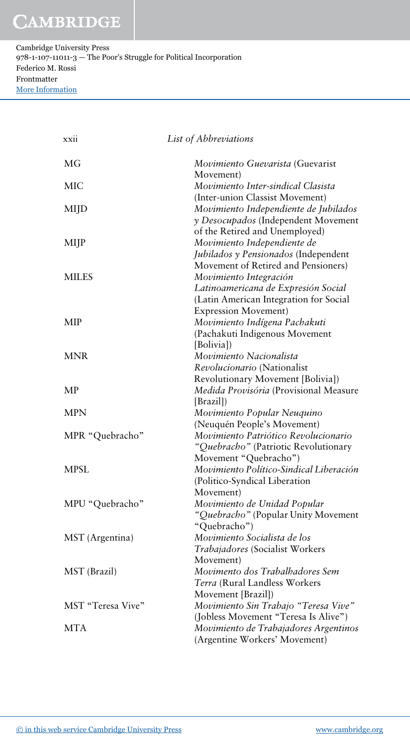| | |
|---|---|
| MG | *Movimiento Guevarista* (Guevarist Movement) |
| MIC | *Movimiento Inter-sindical Clasista* (Inter-union Classist Movement) |
| MIJD | *Movimiento Independiente de Jubilados y Desocupados* (Independent Movement of the Retired and Unemployed) |
| MIJP | *Movimiento Independiente de Jubilados y Pensionados* (Independent Movement of Retired and Pensioners) |
| MILES | *Movimiento Integración Latinoamericana de Expresión Social* (Latin American Integration for Social Expression Movement) |
| MIP | *Movimiento Indígena Pachakuti* (Pachakuti Indigenous Movement [Bolivia]) |
| MNR | *Movimiento Nacionalista Revolucionario* (Nationalist Revolutionary Movement [Bolivia]) |
| MP | *Medida Provisória* (Provisional Measure [Brazil]) |
| MPN | *Movimiento Popular Neuquino* (Neuquén People's Movement) |
| MPR "Quebracho" | *Movimiento Patriótico Revolucionario "Quebracho"* (Patriotic Revolutionary Movement "Quebracho") |
| MPSL | *Movimiento Político-Sindical Liberación* (Politico-Syndical Liberation Movement) |
| MPU "Quebracho" | *Movimiento de Unidad Popular "Quebracho"* (Popular Unity Movement "Quebracho") |
| MST (Argentina) | *Movimiento Socialista de los Trabajadores* (Socialist Workers Movement) |
| MST (Brazil) | *Movimento dos Trabalhadores Sem Terra* (Rural Landless Workers Movement [Brazil]) |
| MST "Teresa Vive" | *Movimiento Sin Trabajo "Teresa Vive"* (Jobless Movement "Teresa Is Alive") |
| MTA | *Movimiento de Trabajadores Argentinos* (Argentine Workers' Movement) |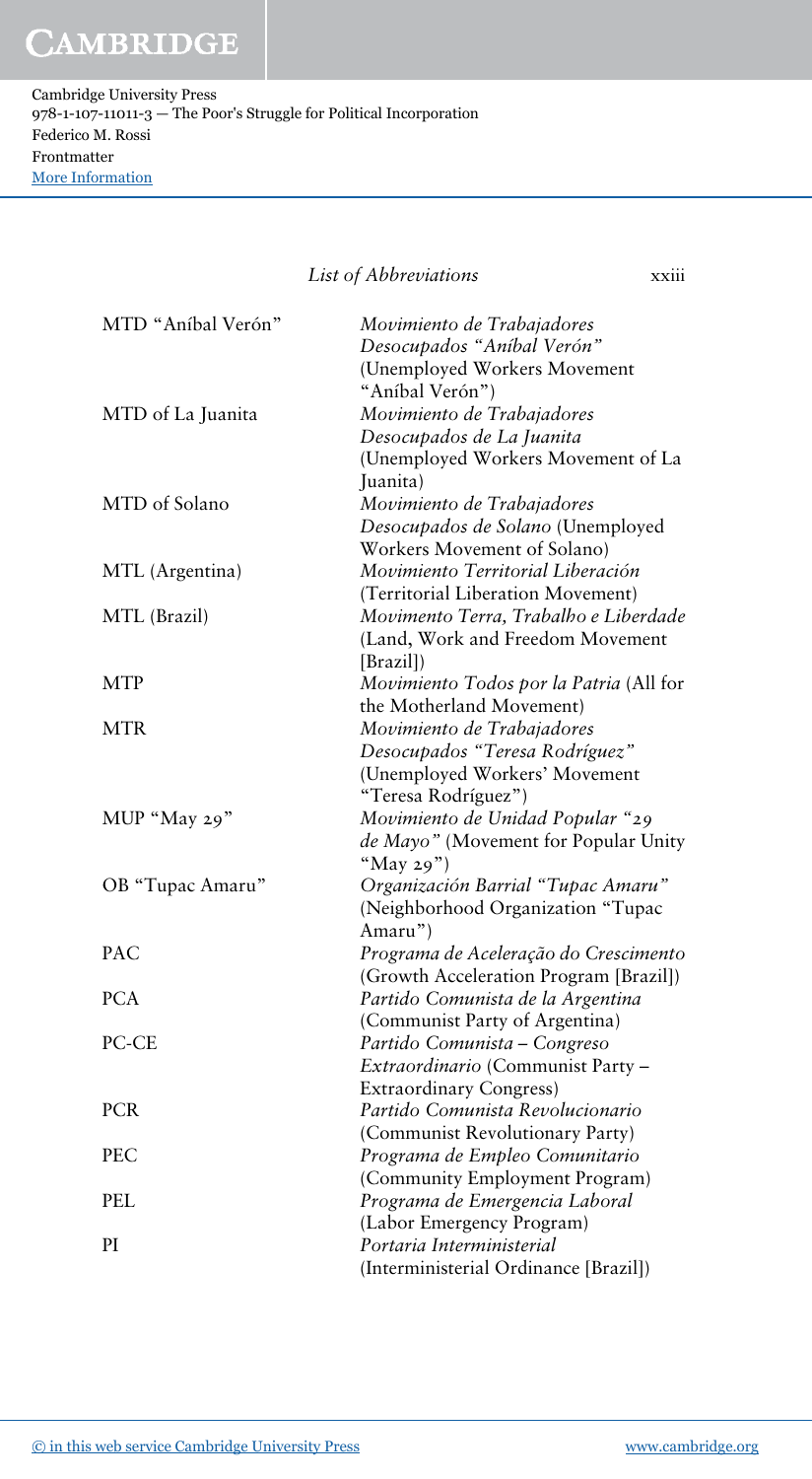| | |
|---|---|
| MTD "Aníbal Verón" | *Movimiento de Trabajadores Desocupados "Aníbal Verón"* (Unemployed Workers Movement "Aníbal Verón") |
| MTD of La Juanita | *Movimiento de Trabajadores Desocupados de La Juanita* (Unemployed Workers Movement of La Juanita) |
| MTD of Solano | *Movimiento de Trabajadores Desocupados de Solano* (Unemployed Workers Movement of Solano) |
| MTL (Argentina) | *Movimiento Territorial Liberación* (Territorial Liberation Movement) |
| MTL (Brazil) | *Movimento Terra, Trabalho e Liberdade* (Land, Work and Freedom Movement [Brazil]) |
| MTP | *Movimiento Todos por la Patria* (All for the Motherland Movement) |
| MTR | *Movimiento de Trabajadores Desocupados "Teresa Rodríguez"* (Unemployed Workers' Movement "Teresa Rodríguez") |
| MUP "May 29" | *Movimiento de Unidad Popular "29 de Mayo"* (Movement for Popular Unity "May 29") |
| OB "Tupac Amaru" | *Organización Barrial "Tupac Amaru"* (Neighborhood Organization "Tupac Amaru") |
| PAC | *Programa de Aceleração do Crescimento* (Growth Acceleration Program [Brazil]) |
| PCA | *Partido Comunista de la Argentina* (Communist Party of Argentina) |
| PC-CE | *Partido Comunista – Congreso Extraordinario* (Communist Party – Extraordinary Congress) |
| PCR | *Partido Comunista Revolucionario* (Communist Revolutionary Party) |
| PEC | *Programa de Empleo Comunitario* (Community Employment Program) |
| PEL | *Programa de Emergencia Laboral* (Labor Emergency Program) |
| PI | *Portaria Interministerial* (Interministerial Ordinance [Brazil]) |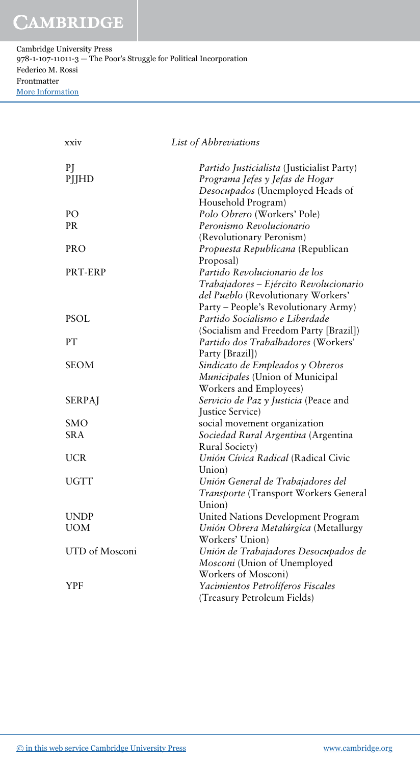| | |
|---|---|
| PJ | *Partido Justicialista* (Justicialist Party) |
| PJJHD | *Programa Jefes y Jefas de Hogar Desocupados* (Unemployed Heads of Household Program) |
| PO | *Polo Obrero* (Workers' Pole) |
| PR | *Peronismo Revolucionario* (Revolutionary Peronism) |
| PRO | *Propuesta Republicana* (Republican Proposal) |
| PRT-ERP | *Partido Revolucionario de los Trabajadores – Ejército Revolucionario del Pueblo* (Revolutionary Workers' Party – People's Revolutionary Army) |
| PSOL | *Partido Socialismo e Liberdade* (Socialism and Freedom Party [Brazil]) |
| PT | *Partido dos Trabalhadores* (Workers' Party [Brazil]) |
| SEOM | *Sindicato de Empleados y Obreros Municipales* (Union of Municipal Workers and Employees) |
| SERPAJ | *Servicio de Paz y Justicia* (Peace and Justice Service) |
| SMO | social movement organization |
| SRA | *Sociedad Rural Argentina* (Argentina Rural Society) |
| UCR | *Unión Cívica Radical* (Radical Civic Union) |
| UGTT | *Unión General de Trabajadores del Transporte* (Transport Workers General Union) |
| UNDP | United Nations Development Program |
| UOM | *Unión Obrera Metalúrgica* (Metallurgy Workers' Union) |
| UTD of Mosconi | *Unión de Trabajadores Desocupados de Mosconi* (Union of Unemployed Workers of Mosconi) |
| YPF | *Yacimientos Petrolíferos Fiscales* (Treasury Petroleum Fields) |